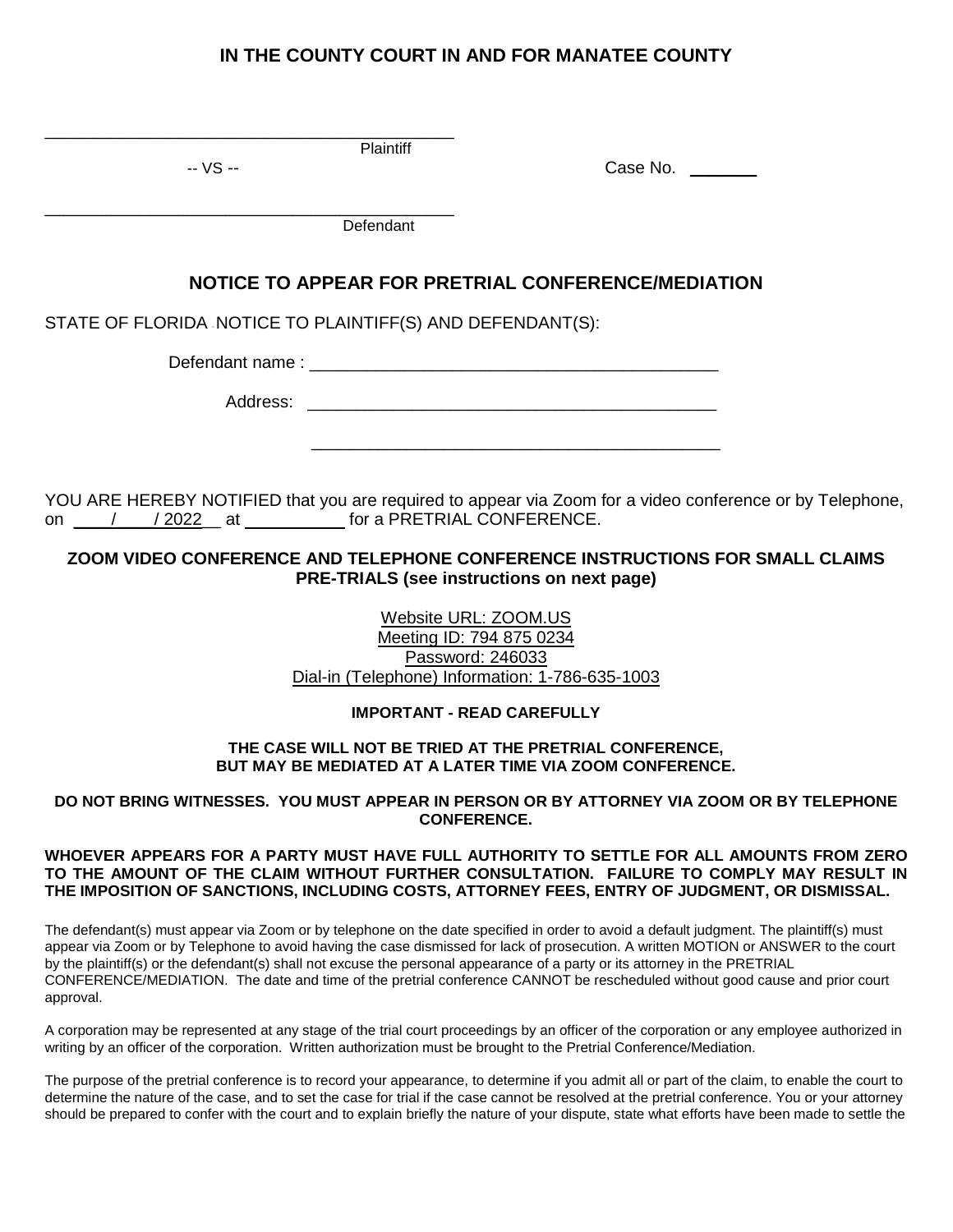# IN THE COUNTY COURT IN AND FOR MANATEE COUNTY

\_\_\_\_\_\_\_\_\_\_\_\_\_\_\_\_\_\_\_\_\_\_\_\_\_\_\_\_\_\_\_\_\_\_\_\_\_\_\_\_\_\_
Plaintiff

-- VS -- Case No. \_\_\_\_\_\_\_

\_\_\_\_\_\_\_\_\_\_\_\_\_\_\_\_\_\_\_\_\_\_\_\_\_\_\_\_\_\_\_\_\_\_\_\_\_\_\_\_\_\_
Defendant

## NOTICE TO APPEAR FOR PRETRIAL CONFERENCE/MEDIATION

STATE OF FLORIDA NOTICE TO PLAINTIFF(S) AND DEFENDANT(S):

Defendant name : \_\_\_\_\_\_\_\_\_\_\_\_\_\_\_\_\_\_\_\_\_\_\_\_\_\_\_\_\_\_\_\_\_\_\_\_\_\_\_\_\_\_

Address: \_\_\_\_\_\_\_\_\_\_\_\_\_\_\_\_\_\_\_\_\_\_\_\_\_\_\_\_\_\_\_\_\_\_\_\_\_\_\_\_\_\_

\_\_\_\_\_\_\_\_\_\_\_\_\_\_\_\_\_\_\_\_\_\_\_\_\_\_\_\_\_\_\_\_\_\_\_\_\_\_\_\_\_\_

YOU ARE HEREBY NOTIFIED that you are required to appear via Zoom for a video conference or by Telephone, on \_\_\_\_/\_\_\_\_/ 2022\_\_ at \_\_\_\_\_\_\_\_\_\_\_ for a PRETRIAL CONFERENCE.

**ZOOM VIDEO CONFERENCE AND TELEPHONE CONFERENCE INSTRUCTIONS FOR SMALL CLAIMS PRE-TRIALS (see instructions on next page)**

Website URL: ZOOM.US
Meeting ID: 794 875 0234
Password: 246033
Dial-in (Telephone) Information: 1-786-635-1003

**IMPORTANT - READ CAREFULLY**

**THE CASE WILL NOT BE TRIED AT THE PRETRIAL CONFERENCE, BUT MAY BE MEDIATED AT A LATER TIME VIA ZOOM CONFERENCE.**

**DO NOT BRING WITNESSES. YOU MUST APPEAR IN PERSON OR BY ATTORNEY VIA ZOOM OR BY TELEPHONE CONFERENCE.**

**WHOEVER APPEARS FOR A PARTY MUST HAVE FULL AUTHORITY TO SETTLE FOR ALL AMOUNTS FROM ZERO TO THE AMOUNT OF THE CLAIM WITHOUT FURTHER CONSULTATION. FAILURE TO COMPLY MAY RESULT IN THE IMPOSITION OF SANCTIONS, INCLUDING COSTS, ATTORNEY FEES, ENTRY OF JUDGMENT, OR DISMISSAL.**

The defendant(s) must appear via Zoom or by telephone on the date specified in order to avoid a default judgment. The plaintiff(s) must appear via Zoom or by Telephone to avoid having the case dismissed for lack of prosecution. A written MOTION or ANSWER to the court by the plaintiff(s) or the defendant(s) shall not excuse the personal appearance of a party or its attorney in the PRETRIAL CONFERENCE/MEDIATION. The date and time of the pretrial conference CANNOT be rescheduled without good cause and prior court approval.

A corporation may be represented at any stage of the trial court proceedings by an officer of the corporation or any employee authorized in writing by an officer of the corporation. Written authorization must be brought to the Pretrial Conference/Mediation.

The purpose of the pretrial conference is to record your appearance, to determine if you admit all or part of the claim, to enable the court to determine the nature of the case, and to set the case for trial if the case cannot be resolved at the pretrial conference. You or your attorney should be prepared to confer with the court and to explain briefly the nature of your dispute, state what efforts have been made to settle the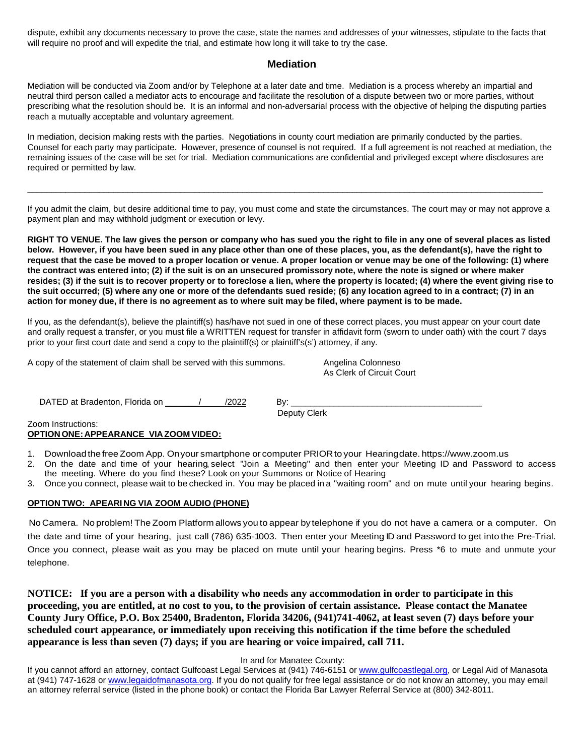dispute, exhibit any documents necessary to prove the case, state the names and addresses of your witnesses, stipulate to the facts that will require no proof and will expedite the trial, and estimate how long it will take to try the case.

## Mediation

Mediation will be conducted via Zoom and/or by Telephone at a later date and time. Mediation is a process whereby an impartial and neutral third person called a mediator acts to encourage and facilitate the resolution of a dispute between two or more parties, without prescribing what the resolution should be. It is an informal and non-adversarial process with the objective of helping the disputing parties reach a mutually acceptable and voluntary agreement.

In mediation, decision making rests with the parties. Negotiations in county court mediation are primarily conducted by the parties. Counsel for each party may participate. However, presence of counsel is not required. If a full agreement is not reached at mediation, the remaining issues of the case will be set for trial. Mediation communications are confidential and privileged except where disclosures are required or permitted by law.

---

If you admit the claim, but desire additional time to pay, you must come and state the circumstances. The court may or may not approve a payment plan and may withhold judgment or execution or levy.

**RIGHT TO VENUE. The law gives the person or company who has sued you the right to file in any one of several places as listed below. However, if you have been sued in any place other than one of these places, you, as the defendant(s), have the right to request that the case be moved to a proper location or venue. A proper location or venue may be one of the following: (1) where the contract was entered into; (2) if the suit is on an unsecured promissory note, where the note is signed or where maker resides; (3) if the suit is to recover property or to foreclose a lien, where the property is located; (4) where the event giving rise to the suit occurred; (5) where any one or more of the defendants sued reside; (6) any location agreed to in a contract; (7) in an action for money due, if there is no agreement as to where suit may be filed, where payment is to be made.**

If you, as the defendant(s), believe the plaintiff(s) has/have not sued in one of these correct places, you must appear on your court date and orally request a transfer, or you must file a WRITTEN request for transfer in affidavit form (sworn to under oath) with the court 7 days prior to your first court date and send a copy to the plaintiff(s) or plaintiff's(s') attorney, if any.

A copy of the statement of claim shall be served with this summons.

Angelina Colonneso
As Clerk of Circuit Court

DATED at Bradenton, Florida on ______/______/2022

By: ________________________________________
Deputy Clerk

Zoom Instructions:
**OPTION ONE: APPEARANCE VIA ZOOM VIDEO:**

1. Download the free Zoom App. On your smartphone or computer PRIOR to your Hearing date. https://www.zoom.us
2. On the date and time of your hearing, select "Join a Meeting" and then enter your Meeting ID and Password to access the meeting. Where do you find these? Look on your Summons or Notice of Hearing
3. Once you connect, please wait to be checked in. You may be placed in a "waiting room" and on mute until your hearing begins.

**OPTION TWO: APEARING VIA ZOOM AUDIO (PHONE)**

No Camera. No problem! The Zoom Platform allows you to appear by telephone if you do not have a camera or a computer. On the date and time of your hearing, just call (786) 635-1003. Then enter your Meeting ID and Password to get into the Pre-Trial. Once you connect, please wait as you may be placed on mute until your hearing begins. Press *6 to mute and unmute your telephone.

**NOTICE: If you are a person with a disability who needs any accommodation in order to participate in this proceeding, you are entitled, at no cost to you, to the provision of certain assistance. Please contact the Manatee County Jury Office, P.O. Box 25400, Bradenton, Florida 34206, (941)741-4062, at least seven (7) days before your scheduled court appearance, or immediately upon receiving this notification if the time before the scheduled appearance is less than seven (7) days; if you are hearing or voice impaired, call 711.**

In and for Manatee County:

If you cannot afford an attorney, contact Gulfcoast Legal Services at (941) 746-6151 or www.gulfcoastlegal.org, or Legal Aid of Manasota at (941) 747-1628 or www.legaidofmanasota.org. If you do not qualify for free legal assistance or do not know an attorney, you may email an attorney referral service (listed in the phone book) or contact the Florida Bar Lawyer Referral Service at (800) 342-8011.